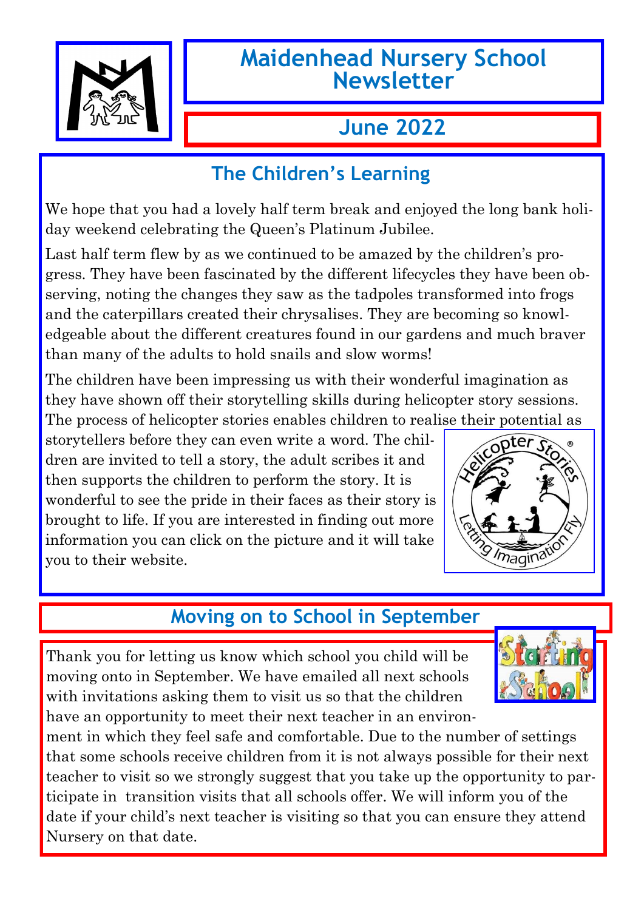# Maidenhead Nursery School Newsletter

## June 2022

## The Children's Learning

We hope that you had a lovely half term break and enjoyed the long bank holiday weekend celebrating the Queen's Platinum Jubilee.

Last half term flew by as we continued to be amazed by the children's progress. They have been fascinated by the different lifecycles they have been observing, noting the changes they saw as the tadpoles transformed into frogs and the caterpillars created their chrysalises. They are becoming so knowledgeable about the different creatures found in our gardens and much braver than many of the adults to hold snails and slow worms!

The children have been impressing us with their wonderful imagination as they have shown off their storytelling skills during helicopter story sessions. The process of helicopter stories enables children to realise their potential as storytellers before they can even write a word. The children are invited to tell a story, the adult scribes it and then supports the children to perform the story. It is wonderful to see the pride in their faces as their story is brought to life. If you are interested in finding out more information you can click on the picture and it will take you to their website.

## Moving on to School in September

Thank you for letting us know which school you child will be moving onto in September. We have emailed all next schools with invitations asking them to visit us so that the children have an opportunity to meet their next teacher in an environment in which they feel safe and comfortable. Due to the number of settings that some schools receive children from it is not always possible for their next teacher to visit so we strongly suggest that you take up the opportunity to participate in transition visits that all schools offer. We will inform you of the date if your child's next teacher is visiting so that you can ensure they attend Nursery on that date.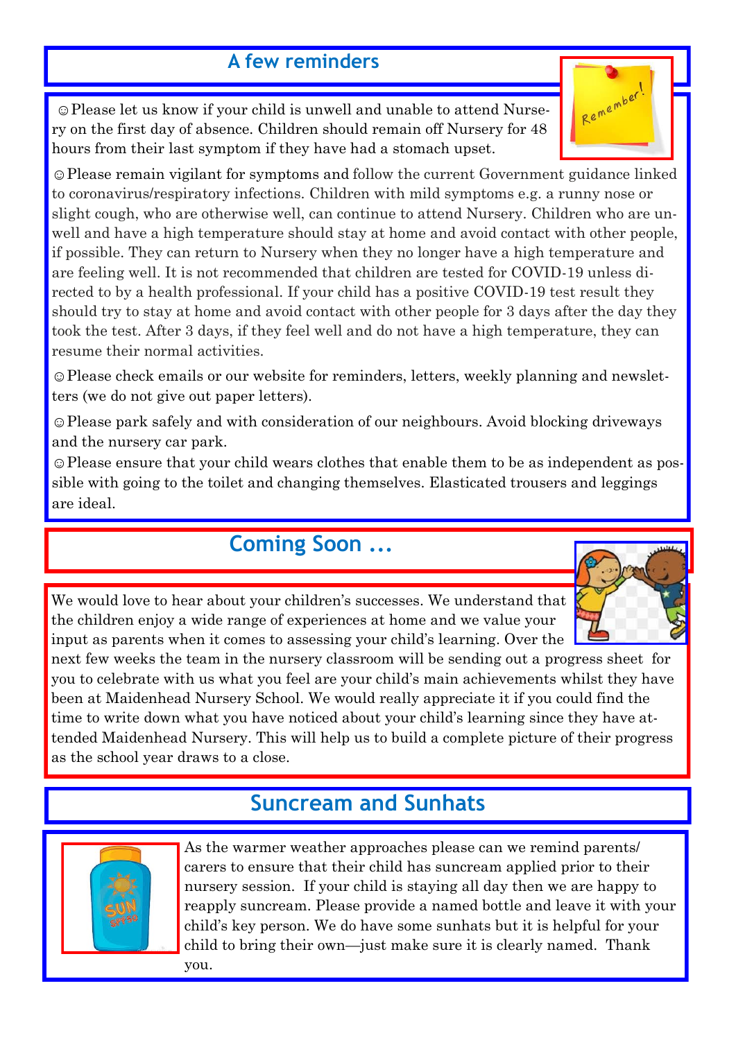## A few reminders

☺Please let us know if your child is unwell and unable to attend Nursery on the first day of absence. Children should remain off Nursery for 48 hours from their last symptom if they have had a stomach upset.

☺Please remain vigilant for symptoms and follow the current Government guidance linked to coronavirus/respiratory infections. Children with mild symptoms e.g. a runny nose or slight cough, who are otherwise well, can continue to attend Nursery. Children who are unwell and have a high temperature should stay at home and avoid contact with other people, if possible. They can return to Nursery when they no longer have a high temperature and are feeling well. It is not recommended that children are tested for COVID-19 unless directed to by a health professional. If your child has a positive COVID-19 test result they should try to stay at home and avoid contact with other people for 3 days after the day they took the test. After 3 days, if they feel well and do not have a high temperature, they can resume their normal activities.

☺Please check emails or our website for reminders, letters, weekly planning and newsletters (we do not give out paper letters).

☺Please park safely and with consideration of our neighbours. Avoid blocking driveways and the nursery car park.

☺Please ensure that your child wears clothes that enable them to be as independent as possible with going to the toilet and changing themselves. Elasticated trousers and leggings are ideal.

## Coming Soon ...

We would love to hear about your children's successes. We understand that the children enjoy a wide range of experiences at home and we value your input as parents when it comes to assessing your child's learning. Over the next few weeks the team in the nursery classroom will be sending out a progress sheet for you to celebrate with us what you feel are your child's main achievements whilst they have been at Maidenhead Nursery School. We would really appreciate it if you could find the time to write down what you have noticed about your child's learning since they have attended Maidenhead Nursery. This will help us to build a complete picture of their progress as the school year draws to a close.

## Suncream and Sunhats

As the warmer weather approaches please can we remind parents/carers to ensure that their child has suncream applied prior to their nursery session. If your child is staying all day then we are happy to reapply suncream. Please provide a named bottle and leave it with your child's key person. We do have some sunhats but it is helpful for your child to bring their own—just make sure it is clearly named. Thank you.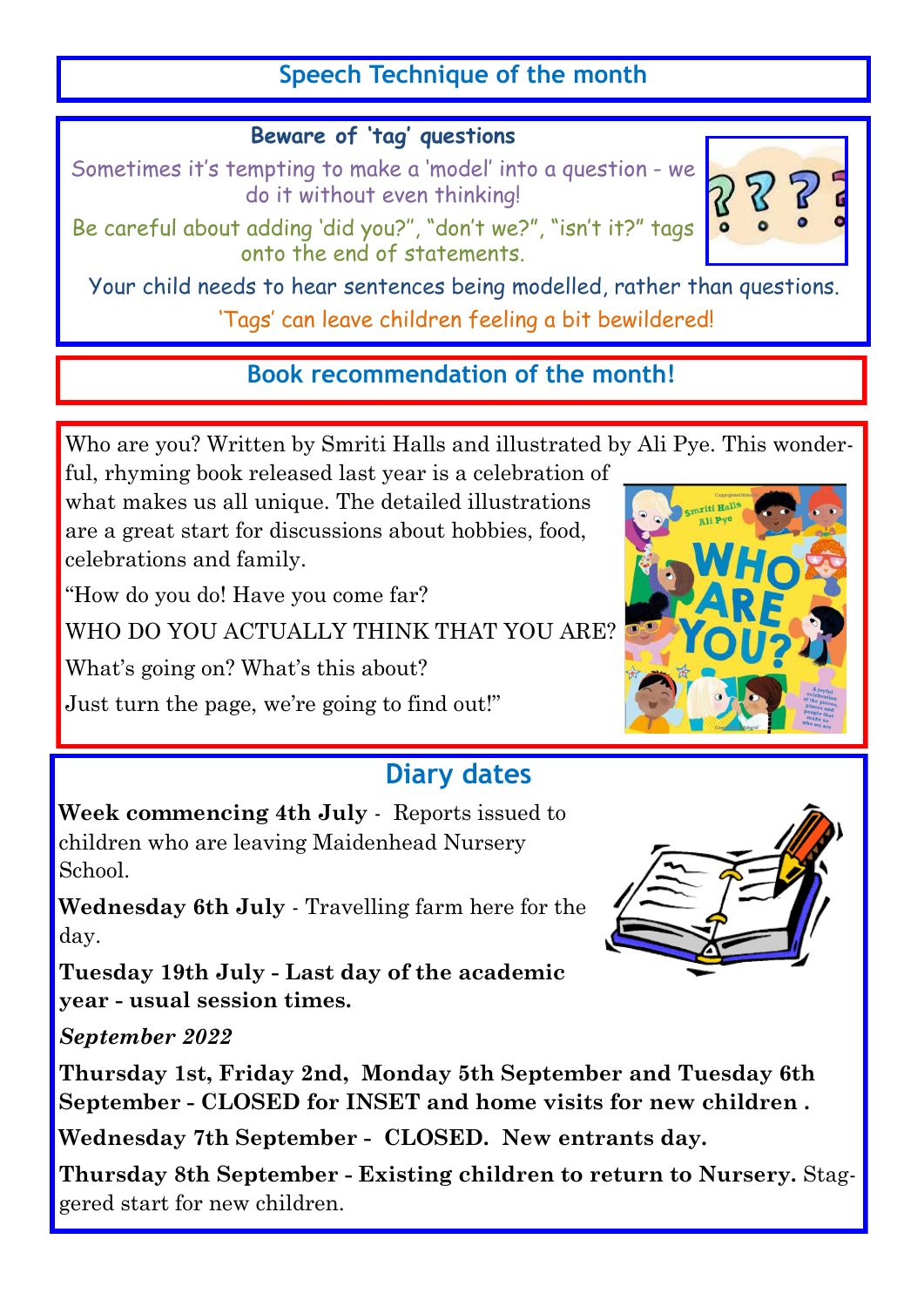## Speech Technique of the month

### Beware of 'tag' questions

Sometimes it's tempting to make a 'model' into a question - we do it without even thinking!

Be careful about adding 'did you?", "don't we?", "isn't it?" tags onto the end of statements.

Your child needs to hear sentences being modelled, rather than questions.

'Tags' can leave children feeling a bit bewildered!

## Book recommendation of the month!

Who are you? Written by Smriti Halls and illustrated by Ali Pye. This wonderful, rhyming book released last year is a celebration of what makes us all unique. The detailed illustrations are a great start for discussions about hobbies, food, celebrations and family.

"How do you do! Have you come far?

WHO DO YOU ACTUALLY THINK THAT YOU ARE?

What's going on? What's this about?

Just turn the page, we're going to find out!"

## Diary dates

**Week commencing 4th July** - Reports issued to children who are leaving Maidenhead Nursery School.

**Wednesday 6th July** - Travelling farm here for the day.

**Tuesday 19th July - Last day of the academic year - usual session times.**

***September 2022***

**Thursday 1st, Friday 2nd, Monday 5th September and Tuesday 6th September - CLOSED for INSET and home visits for new children .**

**Wednesday 7th September - CLOSED. New entrants day.**

**Thursday 8th September - Existing children to return to Nursery.** Staggered start for new children.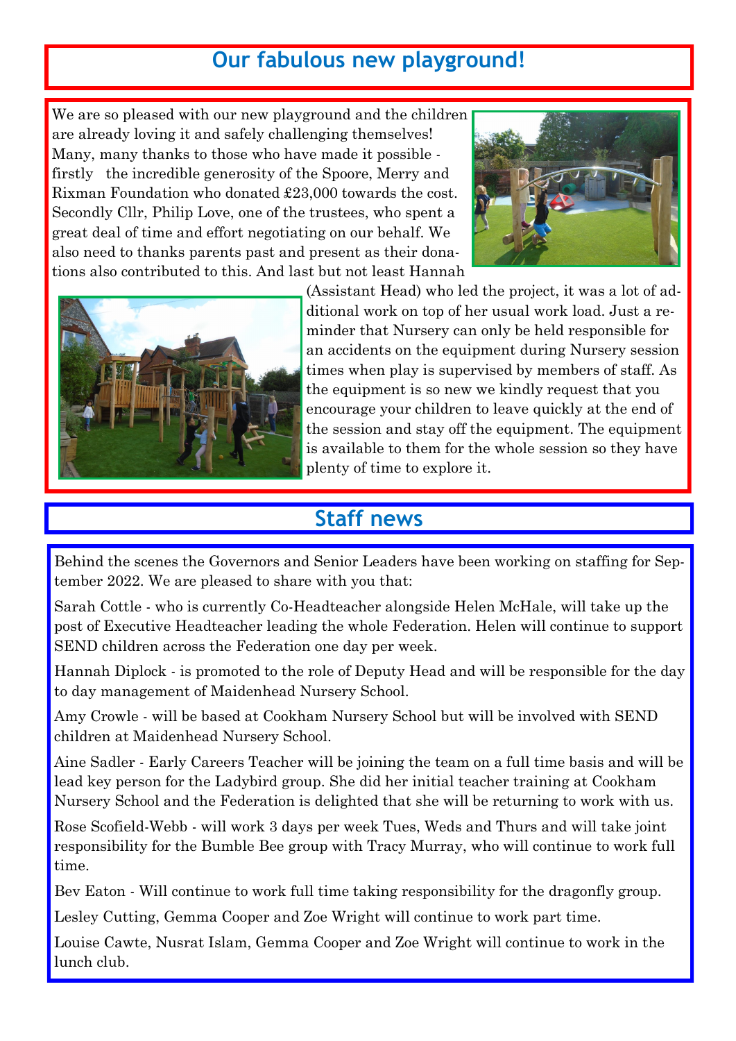## Our fabulous new playground!

We are so pleased with our new playground and the children are already loving it and safely challenging themselves! Many, many thanks to those who have made it possible - firstly the incredible generosity of the Spoore, Merry and Rixman Foundation who donated £23,000 towards the cost. Secondly Cllr, Philip Love, one of the trustees, who spent a great deal of time and effort negotiating on our behalf. We also need to thanks parents past and present as their donations also contributed to this. And last but not least Hannah (Assistant Head) who led the project, it was a lot of additional work on top of her usual work load. Just a reminder that Nursery can only be held responsible for an accidents on the equipment during Nursery session times when play is supervised by members of staff. As the equipment is so new we kindly request that you encourage your children to leave quickly at the end of the session and stay off the equipment. The equipment is available to them for the whole session so they have plenty of time to explore it.

## Staff news

Behind the scenes the Governors and Senior Leaders have been working on staffing for September 2022. We are pleased to share with you that:

Sarah Cottle - who is currently Co-Headteacher alongside Helen McHale, will take up the post of Executive Headteacher leading the whole Federation. Helen will continue to support SEND children across the Federation one day per week.

Hannah Diplock - is promoted to the role of Deputy Head and will be responsible for the day to day management of Maidenhead Nursery School.

Amy Crowle - will be based at Cookham Nursery School but will be involved with SEND children at Maidenhead Nursery School.

Aine Sadler - Early Careers Teacher will be joining the team on a full time basis and will be lead key person for the Ladybird group. She did her initial teacher training at Cookham Nursery School and the Federation is delighted that she will be returning to work with us.

Rose Scofield-Webb - will work 3 days per week Tues, Weds and Thurs and will take joint responsibility for the Bumble Bee group with Tracy Murray, who will continue to work full time.

Bev Eaton - Will continue to work full time taking responsibility for the dragonfly group.

Lesley Cutting, Gemma Cooper and Zoe Wright will continue to work part time.

Louise Cawte, Nusrat Islam, Gemma Cooper and Zoe Wright will continue to work in the lunch club.